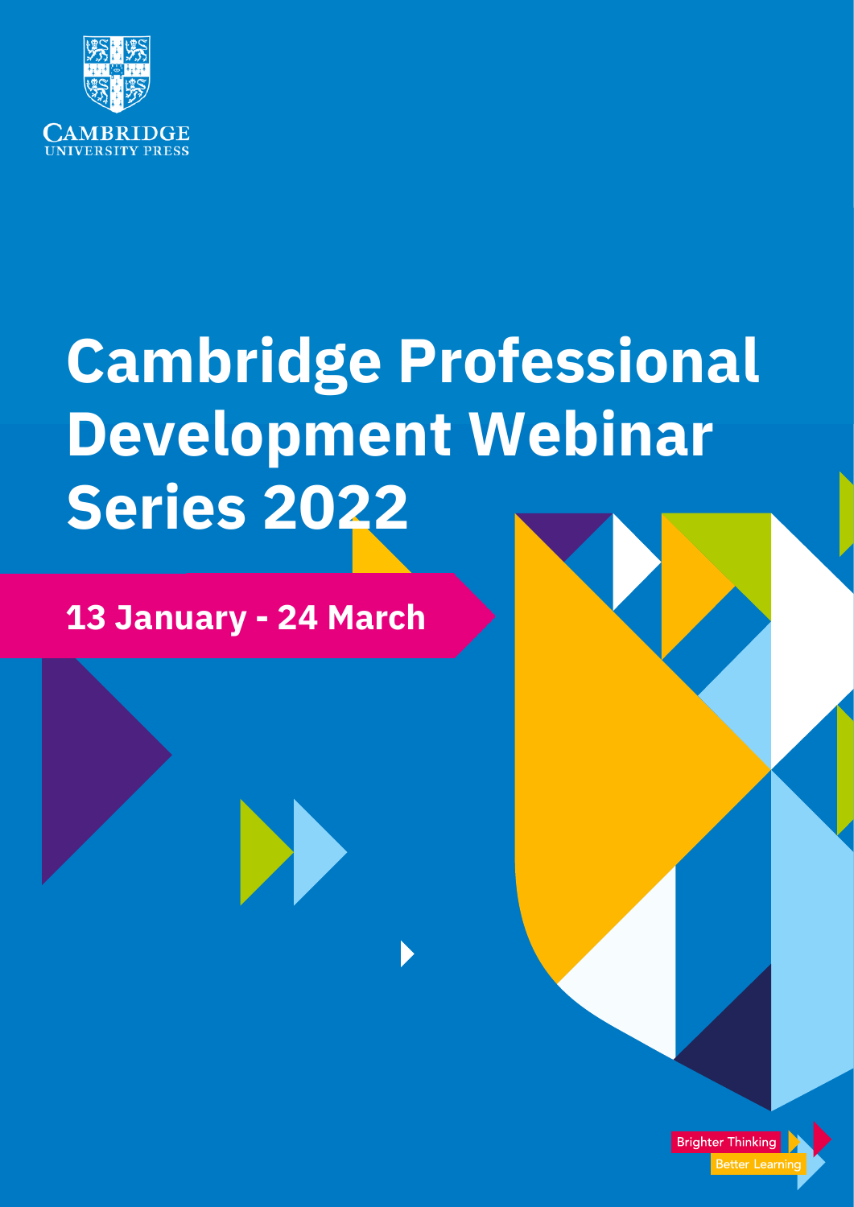CAMBRIDGE
UNIVERSITY PRESS

# Cambridge Professional Development Webinar Series 2022

## 13 January - 24 March

Brighter Thinking
Better Learning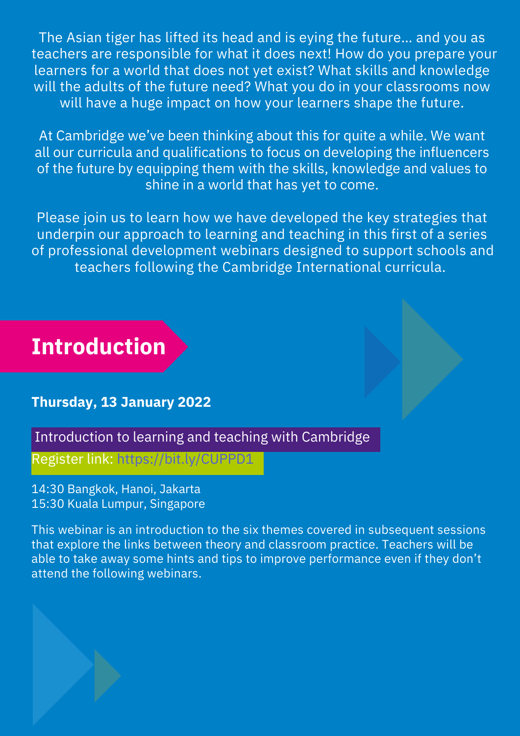The Asian tiger has lifted its head and is eying the future… and you as teachers are responsible for what it does next! How do you prepare your learners for a world that does not yet exist? What skills and knowledge will the adults of the future need? What you do in your classrooms now will have a huge impact on how your learners shape the future.

At Cambridge we've been thinking about this for quite a while. We want all our curricula and qualifications to focus on developing the influencers of the future by equipping them with the skills, knowledge and values to shine in a world that has yet to come.

Please join us to learn how we have developed the key strategies that underpin our approach to learning and teaching in this first of a series of professional development webinars designed to support schools and teachers following the Cambridge International curricula.

## Introduction

**Thursday, 13 January 2022**

Introduction to learning and teaching with Cambridge

Register link: https://bit.ly/CUPPD1

14:30 Bangkok, Hanoi, Jakarta
15:30 Kuala Lumpur, Singapore

This webinar is an introduction to the six themes covered in subsequent sessions that explore the links between theory and classroom practice. Teachers will be able to take away some hints and tips to improve performance even if they don't attend the following webinars.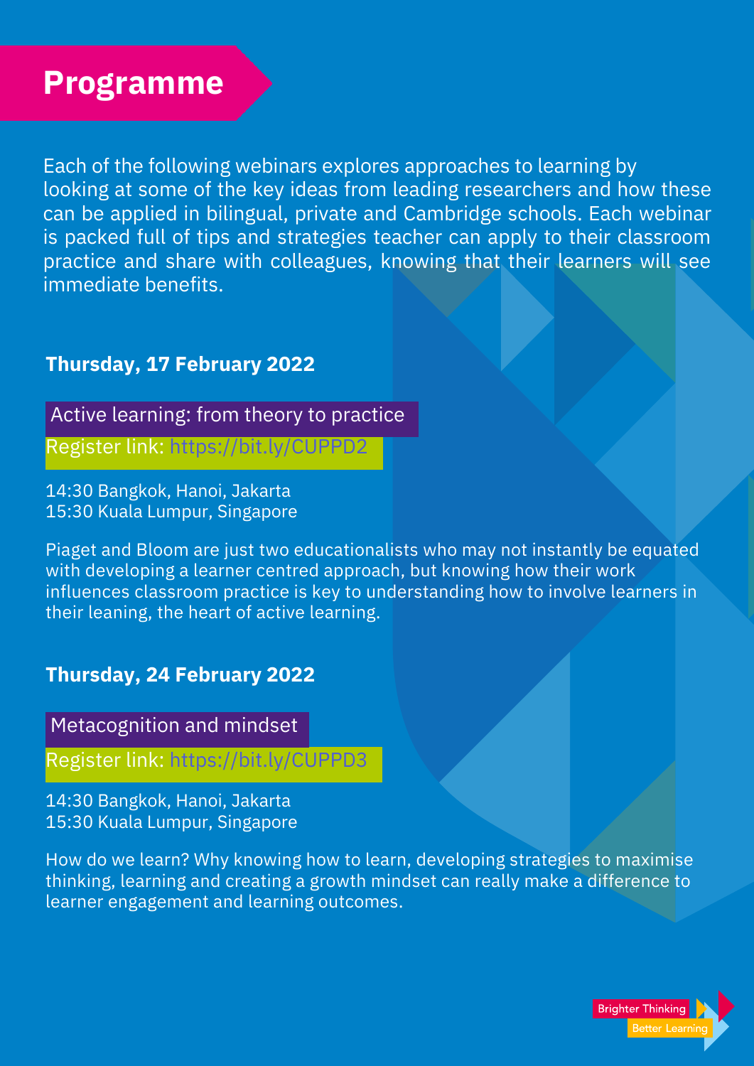# Programme

Each of the following webinars explores approaches to learning by looking at some of the key ideas from leading researchers and how these can be applied in bilingual, private and Cambridge schools. Each webinar is packed full of tips and strategies teacher can apply to their classroom practice and share with colleagues, knowing that their learners will see immediate benefits.

**Thursday, 17 February 2022**

Active learning: from theory to practice

Register link: https://bit.ly/CUPPD2

14:30 Bangkok, Hanoi, Jakarta
15:30 Kuala Lumpur, Singapore

Piaget and Bloom are just two educationalists who may not instantly be equated with developing a learner centred approach, but knowing how their work influences classroom practice is key to understanding how to involve learners in their leaning, the heart of active learning.

**Thursday, 24 February 2022**

Metacognition and mindset

Register link: https://bit.ly/CUPPD3

14:30 Bangkok, Hanoi, Jakarta
15:30 Kuala Lumpur, Singapore

How do we learn? Why knowing how to learn, developing strategies to maximise thinking, learning and creating a growth mindset can really make a difference to learner engagement and learning outcomes.

Brighter Thinking
Better Learning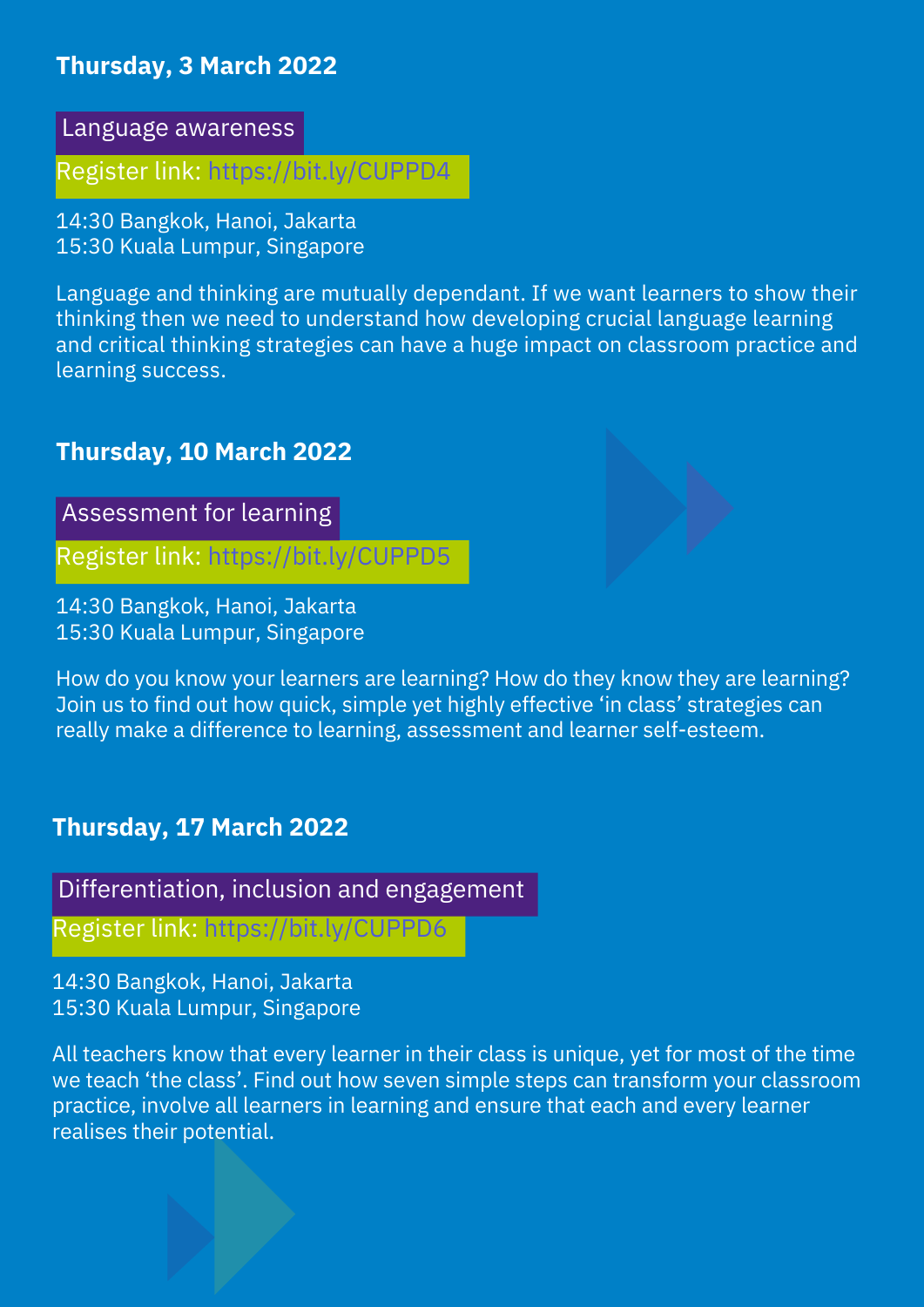## Thursday, 3 March 2022

### Language awareness

Register link: https://bit.ly/CUPPD4

14:30 Bangkok, Hanoi, Jakarta
15:30 Kuala Lumpur, Singapore

Language and thinking are mutually dependant. If we want learners to show their thinking then we need to understand how developing crucial language learning and critical thinking strategies can have a huge impact on classroom practice and learning success.

## Thursday, 10 March 2022

### Assessment for learning

Register link: https://bit.ly/CUPPD5

14:30 Bangkok, Hanoi, Jakarta
15:30 Kuala Lumpur, Singapore

How do you know your learners are learning? How do they know they are learning? Join us to find out how quick, simple yet highly effective 'in class' strategies can really make a difference to learning, assessment and learner self-esteem.

## Thursday, 17 March 2022

### Differentiation, inclusion and engagement

Register link: https://bit.ly/CUPPD6

14:30 Bangkok, Hanoi, Jakarta
15:30 Kuala Lumpur, Singapore

All teachers know that every learner in their class is unique, yet for most of the time we teach 'the class'. Find out how seven simple steps can transform your classroom practice, involve all learners in learning and ensure that each and every learner realises their potential.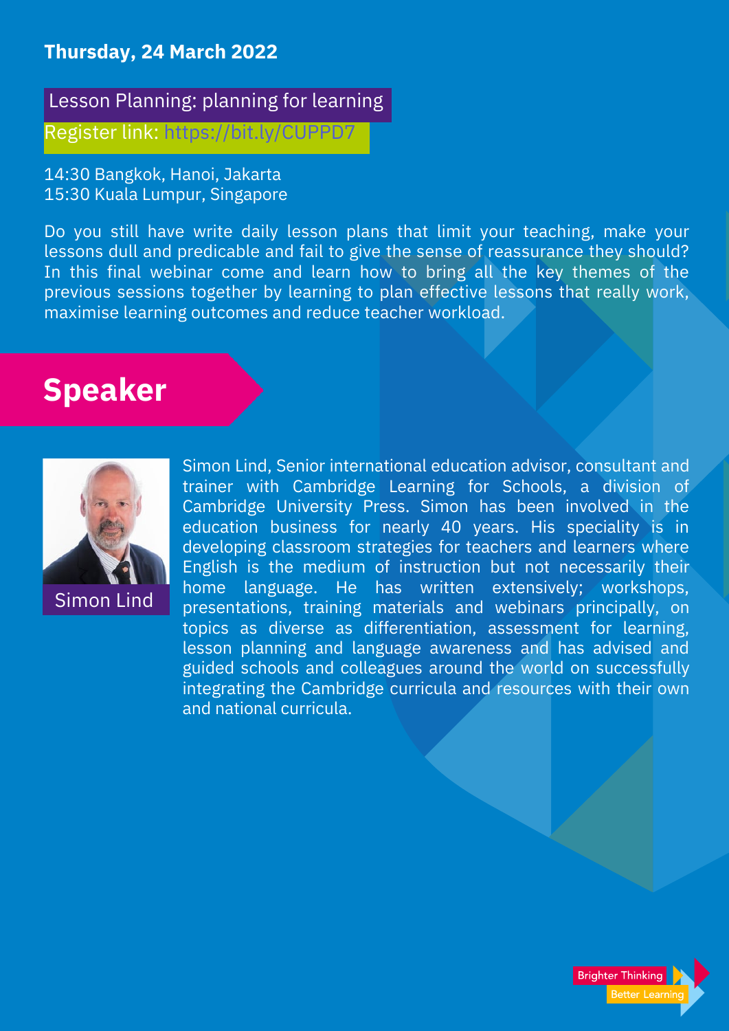**Thursday, 24 March 2022**

Lesson Planning: planning for learning

Register link: https://bit.ly/CUPPD7

14:30 Bangkok, Hanoi, Jakarta
15:30 Kuala Lumpur, Singapore

Do you still have write daily lesson plans that limit your teaching, make your lessons dull and predicable and fail to give the sense of reassurance they should? In this final webinar come and learn how to bring all the key themes of the previous sessions together by learning to plan effective lessons that really work, maximise learning outcomes and reduce teacher workload.

## Speaker

Simon Lind

Simon Lind, Senior international education advisor, consultant and trainer with Cambridge Learning for Schools, a division of Cambridge University Press. Simon has been involved in the education business for nearly 40 years. His speciality is in developing classroom strategies for teachers and learners where English is the medium of instruction but not necessarily their home language. He has written extensively; workshops, presentations, training materials and webinars principally, on topics as diverse as differentiation, assessment for learning, lesson planning and language awareness and has advised and guided schools and colleagues around the world on successfully integrating the Cambridge curricula and resources with their own and national curricula.

Brighter Thinking
Better Learning